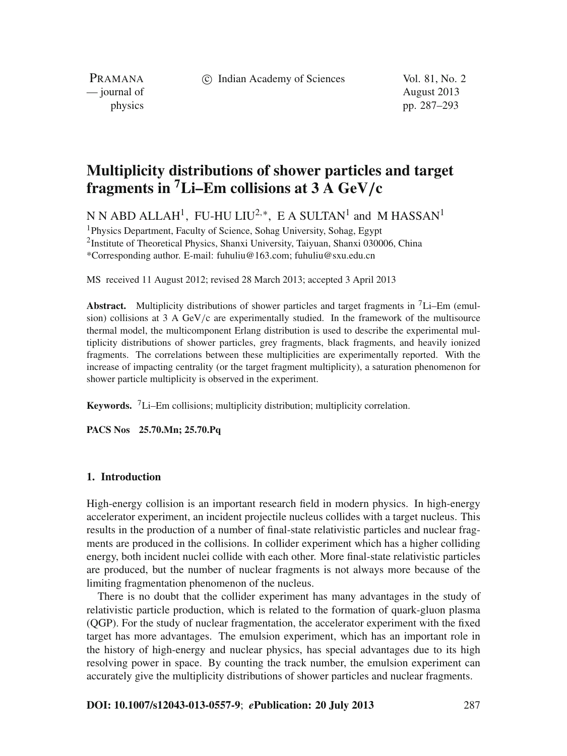# Multiplicity distributions of shower particles and target fragments in $^7$Li–Em collisions at 3 A GeV/c

N N ABD ALLAH[1], FU-HU LIU[2,*], E A SULTAN[1] and M HASSAN[1]

[1]Physics Department, Faculty of Science, Sohag University, Sohag, Egypt

[2]Institute of Theoretical Physics, Shanxi University, Taiyuan, Shanxi 030006, China

*Corresponding author. E-mail: fuhuliu@163.com; fuhuliu@sxu.edu.cn

MS received 11 August 2012; revised 28 March 2013; accepted 3 April 2013

**Abstract.** Multiplicity distributions of shower particles and target fragments in $^7$Li–Em (emulsion) collisions at 3 A GeV/c are experimentally studied. In the framework of the multisource thermal model, the multicomponent Erlang distribution is used to describe the experimental multiplicity distributions of shower particles, grey fragments, black fragments, and heavily ionized fragments. The correlations between these multiplicities are experimentally reported. With the increase of impacting centrality (or the target fragment multiplicity), a saturation phenomenon for shower particle multiplicity is observed in the experiment.

**Keywords.** $^7$Li–Em collisions; multiplicity distribution; multiplicity correlation.

**PACS Nos** 25.70.Mn; 25.70.Pq

## 1. Introduction

High-energy collision is an important research field in modern physics. In high-energy accelerator experiment, an incident projectile nucleus collides with a target nucleus. This results in the production of a number of final-state relativistic particles and nuclear fragments are produced in the collisions. In collider experiment which has a higher colliding energy, both incident nuclei collide with each other. More final-state relativistic particles are produced, but the number of nuclear fragments is not always more because of the limiting fragmentation phenomenon of the nucleus.

There is no doubt that the collider experiment has many advantages in the study of relativistic particle production, which is related to the formation of quark-gluon plasma (QGP). For the study of nuclear fragmentation, the accelerator experiment with the fixed target has more advantages. The emulsion experiment, which has an important role in the history of high-energy and nuclear physics, has special advantages due to its high resolving power in space. By counting the track number, the emulsion experiment can accurately give the multiplicity distributions of shower particles and nuclear fragments.

**DOI: 10.1007/s12043-013-0557-9**; ***e*Publication: 20 July 2013**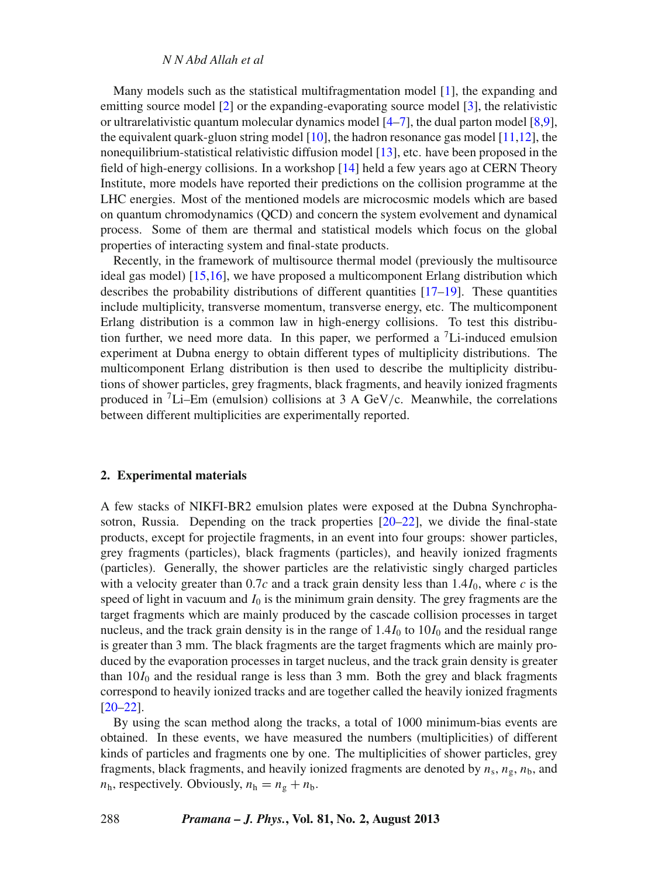Many models such as the statistical multifragmentation model [1], the expanding and emitting source model [2] or the expanding-evaporating source model [3], the relativistic or ultrarelativistic quantum molecular dynamics model [4–7], the dual parton model [8,9], the equivalent quark-gluon string model [10], the hadron resonance gas model [11,12], the nonequilibrium-statistical relativistic diffusion model [13], etc. have been proposed in the field of high-energy collisions. In a workshop [14] held a few years ago at CERN Theory Institute, more models have reported their predictions on the collision programme at the LHC energies. Most of the mentioned models are microcosmic models which are based on quantum chromodynamics (QCD) and concern the system evolvement and dynamical process. Some of them are thermal and statistical models which focus on the global properties of interacting system and final-state products.

Recently, in the framework of multisource thermal model (previously the multisource ideal gas model) [15,16], we have proposed a multicomponent Erlang distribution which describes the probability distributions of different quantities [17–19]. These quantities include multiplicity, transverse momentum, transverse energy, etc. The multicomponent Erlang distribution is a common law in high-energy collisions. To test this distribution further, we need more data. In this paper, we performed a $^{7}$Li-induced emulsion experiment at Dubna energy to obtain different types of multiplicity distributions. The multicomponent Erlang distribution is then used to describe the multiplicity distributions of shower particles, grey fragments, black fragments, and heavily ionized fragments produced in $^{7}$Li–Em (emulsion) collisions at 3 A GeV/c. Meanwhile, the correlations between different multiplicities are experimentally reported.

## 2. Experimental materials

A few stacks of NIKFI-BR2 emulsion plates were exposed at the Dubna Synchrophasotron, Russia. Depending on the track properties [20–22], we divide the final-state products, except for projectile fragments, in an event into four groups: shower particles, grey fragments (particles), black fragments (particles), and heavily ionized fragments (particles). Generally, the shower particles are the relativistic singly charged particles with a velocity greater than $0.7c$ and a track grain density less than $1.4I_0$, where $c$ is the speed of light in vacuum and $I_0$ is the minimum grain density. The grey fragments are the target fragments which are mainly produced by the cascade collision processes in target nucleus, and the track grain density is in the range of $1.4I_0$ to $10I_0$ and the residual range is greater than 3 mm. The black fragments are the target fragments which are mainly produced by the evaporation processes in target nucleus, and the track grain density is greater than $10I_0$ and the residual range is less than 3 mm. Both the grey and black fragments correspond to heavily ionized tracks and are together called the heavily ionized fragments [20–22].

By using the scan method along the tracks, a total of 1000 minimum-bias events are obtained. In these events, we have measured the numbers (multiplicities) of different kinds of particles and fragments one by one. The multiplicities of shower particles, grey fragments, black fragments, and heavily ionized fragments are denoted by $n_{\mathrm{s}}$, $n_{\mathrm{g}}$, $n_{\mathrm{b}}$, and $n_{\mathrm{h}}$, respectively. Obviously, $n_{\mathrm{h}} = n_{\mathrm{g}} + n_{\mathrm{b}}$.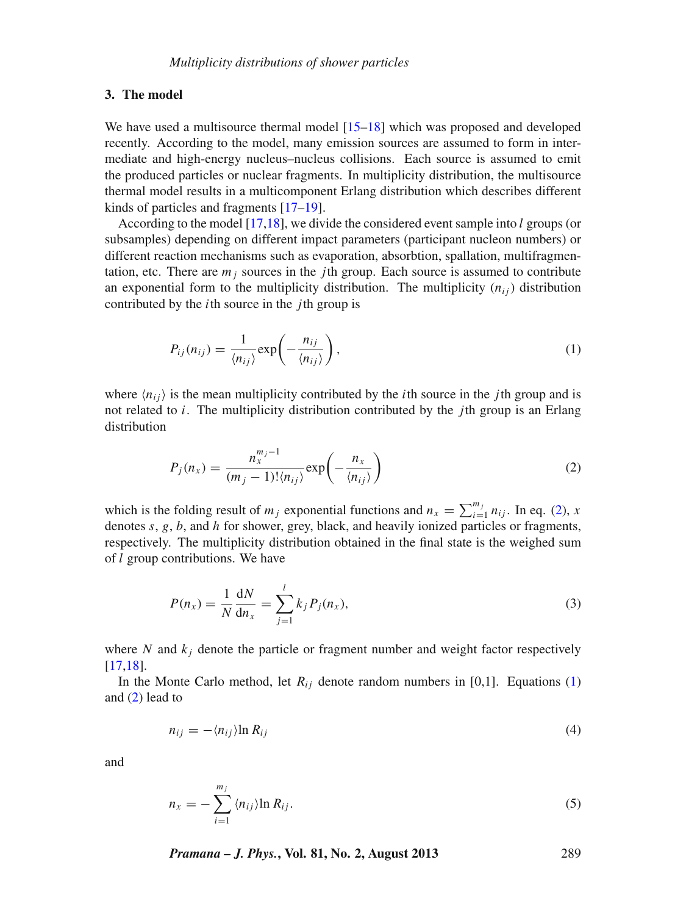## 3. The model

We have used a multisource thermal model [15–18] which was proposed and developed recently. According to the model, many emission sources are assumed to form in intermediate and high-energy nucleus–nucleus collisions. Each source is assumed to emit the produced particles or nuclear fragments. In multiplicity distribution, the multisource thermal model results in a multicomponent Erlang distribution which describes different kinds of particles and fragments [17–19].

According to the model [17,18], we divide the considered event sample into $l$ groups (or subsamples) depending on different impact parameters (participant nucleon numbers) or different reaction mechanisms such as evaporation, absorbtion, spallation, multifragmentation, etc. There are $m_j$ sources in the $j$th group. Each source is assumed to contribute an exponential form to the multiplicity distribution. The multiplicity ($n_{ij}$) distribution contributed by the $i$th source in the $j$th group is

$$P_{ij}(n_{ij}) = \frac{1}{\langle n_{ij} \rangle} \exp\left(-\frac{n_{ij}}{\langle n_{ij} \rangle}\right), \tag{1}$$

where $\langle n_{ij} \rangle$ is the mean multiplicity contributed by the $i$th source in the $j$th group and is not related to $i$. The multiplicity distribution contributed by the $j$th group is an Erlang distribution

$$P_j(n_x) = \frac{n_x^{m_j - 1}}{(m_j - 1)! \langle n_{ij} \rangle} \exp\left(-\frac{n_x}{\langle n_{ij} \rangle}\right) \tag{2}$$

which is the folding result of $m_j$ exponential functions and $n_x = \sum_{i=1}^{m_j} n_{ij}$. In eq. (2), $x$ denotes $s$, $g$, $b$, and $h$ for shower, grey, black, and heavily ionized particles or fragments, respectively. The multiplicity distribution obtained in the final state is the weighed sum of $l$ group contributions. We have

$$P(n_x) = \frac{1}{N} \frac{\mathrm{d}N}{\mathrm{d}n_x} = \sum_{j=1}^{l} k_j P_j(n_x), \tag{3}$$

where $N$ and $k_j$ denote the particle or fragment number and weight factor respectively [17,18].

In the Monte Carlo method, let $R_{ij}$ denote random numbers in [0,1]. Equations (1) and (2) lead to

$$n_{ij} = -\langle n_{ij} \rangle \ln R_{ij} \tag{4}$$

and

$$n_x = -\sum_{i=1}^{m_j} \langle n_{ij} \rangle \ln R_{ij}. \tag{5}$$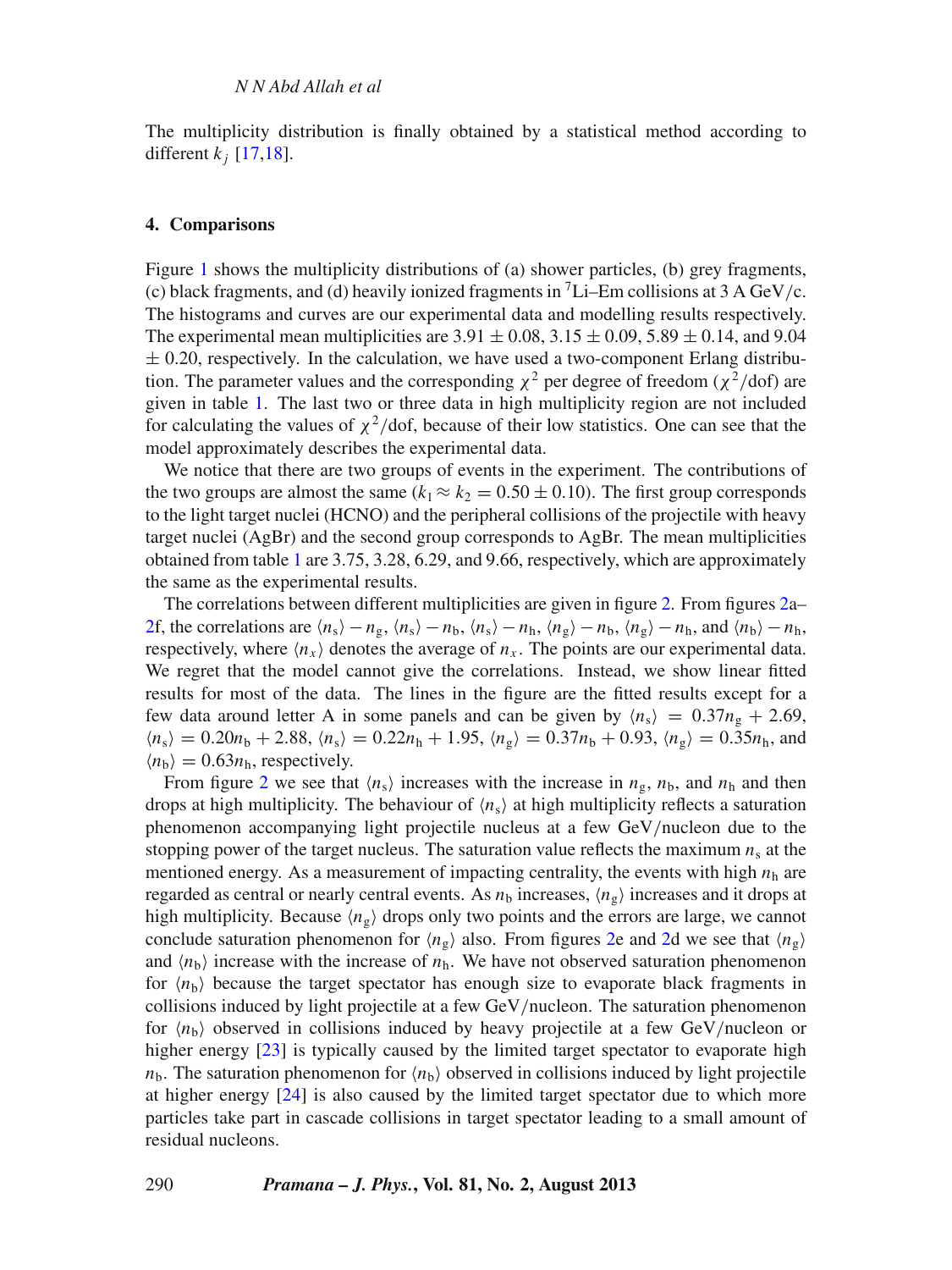The multiplicity distribution is finally obtained by a statistical method according to different $k_j$ [17,18].

## 4. Comparisons

Figure 1 shows the multiplicity distributions of (a) shower particles, (b) grey fragments, (c) black fragments, and (d) heavily ionized fragments in $^7$Li–Em collisions at 3 A GeV/c. The histograms and curves are our experimental data and modelling results respectively. The experimental mean multiplicities are $3.91 \pm 0.08$, $3.15 \pm 0.09$, $5.89 \pm 0.14$, and $9.04 \pm 0.20$, respectively. In the calculation, we have used a two-component Erlang distribution. The parameter values and the corresponding $\chi^2$ per degree of freedom ($\chi^2$/dof) are given in table 1. The last two or three data in high multiplicity region are not included for calculating the values of $\chi^2$/dof, because of their low statistics. One can see that the model approximately describes the experimental data.

We notice that there are two groups of events in the experiment. The contributions of the two groups are almost the same ($k_1 \approx k_2 = 0.50 \pm 0.10$). The first group corresponds to the light target nuclei (HCNO) and the peripheral collisions of the projectile with heavy target nuclei (AgBr) and the second group corresponds to AgBr. The mean multiplicities obtained from table 1 are 3.75, 3.28, 6.29, and 9.66, respectively, which are approximately the same as the experimental results.

The correlations between different multiplicities are given in figure 2. From figures 2a–2f, the correlations are $\langle n_\mathrm{s}\rangle - n_\mathrm{g}$, $\langle n_\mathrm{s}\rangle - n_\mathrm{b}$, $\langle n_\mathrm{s}\rangle - n_\mathrm{h}$, $\langle n_\mathrm{g}\rangle - n_\mathrm{b}$, $\langle n_\mathrm{g}\rangle - n_\mathrm{h}$, and $\langle n_\mathrm{b}\rangle - n_\mathrm{h}$, respectively, where $\langle n_x\rangle$ denotes the average of $n_x$. The points are our experimental data. We regret that the model cannot give the correlations. Instead, we show linear fitted results for most of the data. The lines in the figure are the fitted results except for a few data around letter A in some panels and can be given by $\langle n_\mathrm{s}\rangle = 0.37n_\mathrm{g} + 2.69$, $\langle n_\mathrm{s}\rangle = 0.20n_\mathrm{b} + 2.88$, $\langle n_\mathrm{s}\rangle = 0.22n_\mathrm{h} + 1.95$, $\langle n_\mathrm{g}\rangle = 0.37n_\mathrm{b} + 0.93$, $\langle n_\mathrm{g}\rangle = 0.35n_\mathrm{h}$, and $\langle n_\mathrm{b}\rangle = 0.63n_\mathrm{h}$, respectively.

From figure 2 we see that $\langle n_\mathrm{s}\rangle$ increases with the increase in $n_\mathrm{g}$, $n_\mathrm{b}$, and $n_\mathrm{h}$ and then drops at high multiplicity. The behaviour of $\langle n_\mathrm{s}\rangle$ at high multiplicity reflects a saturation phenomenon accompanying light projectile nucleus at a few GeV/nucleon due to the stopping power of the target nucleus. The saturation value reflects the maximum $n_\mathrm{s}$ at the mentioned energy. As a measurement of impacting centrality, the events with high $n_\mathrm{h}$ are regarded as central or nearly central events. As $n_\mathrm{b}$ increases, $\langle n_\mathrm{g}\rangle$ increases and it drops at high multiplicity. Because $\langle n_\mathrm{g}\rangle$ drops only two points and the errors are large, we cannot conclude saturation phenomenon for $\langle n_\mathrm{g}\rangle$ also. From figures 2e and 2d we see that $\langle n_\mathrm{g}\rangle$ and $\langle n_\mathrm{b}\rangle$ increase with the increase of $n_\mathrm{h}$. We have not observed saturation phenomenon for $\langle n_\mathrm{b}\rangle$ because the target spectator has enough size to evaporate black fragments in collisions induced by light projectile at a few GeV/nucleon. The saturation phenomenon for $\langle n_\mathrm{b}\rangle$ observed in collisions induced by heavy projectile at a few GeV/nucleon or higher energy [23] is typically caused by the limited target spectator to evaporate high $n_\mathrm{b}$. The saturation phenomenon for $\langle n_\mathrm{b}\rangle$ observed in collisions induced by light projectile at higher energy [24] is also caused by the limited target spectator due to which more particles take part in cascade collisions in target spectator leading to a small amount of residual nucleons.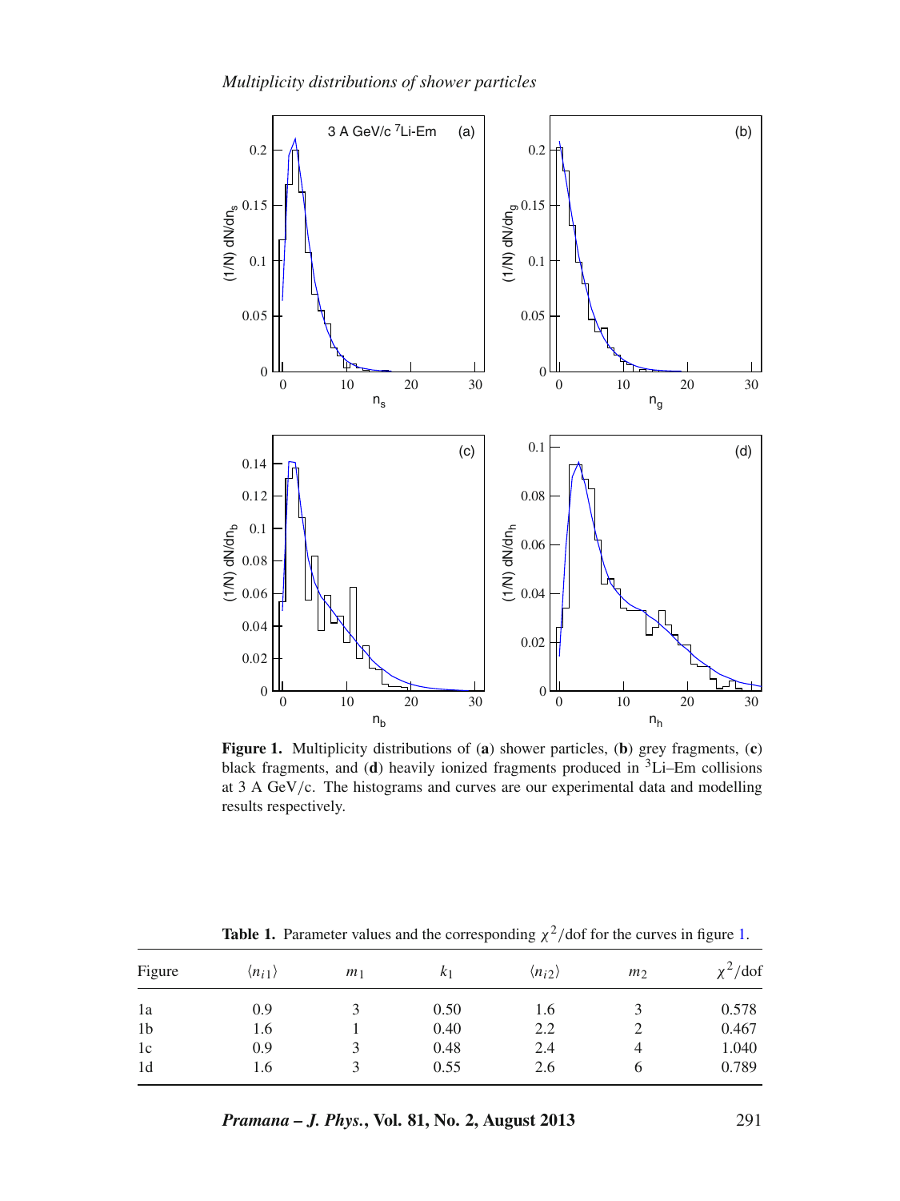**Figure 1.** Multiplicity distributions of (**a**) shower particles, (**b**) grey fragments, (**c**) black fragments, and (**d**) heavily ionized fragments produced in $^{3}$Li–Em collisions at 3 A GeV/c. The histograms and curves are our experimental data and modelling results respectively.

**Table 1.** Parameter values and the corresponding $\chi^2$/dof for the curves in figure 1.

| Figure | $\langle n_{i1} \rangle$ | $m_1$ | $k_1$ | $\langle n_{i2} \rangle$ | $m_2$ | $\chi^2$/dof |
|---|---|---|---|---|---|---|
| 1a | 0.9 | 3 | 0.50 | 1.6 | 3 | 0.578 |
| 1b | 1.6 | 1 | 0.40 | 2.2 | 2 | 0.467 |
| 1c | 0.9 | 3 | 0.48 | 2.4 | 4 | 1.040 |
| 1d | 1.6 | 3 | 0.55 | 2.6 | 6 | 0.789 |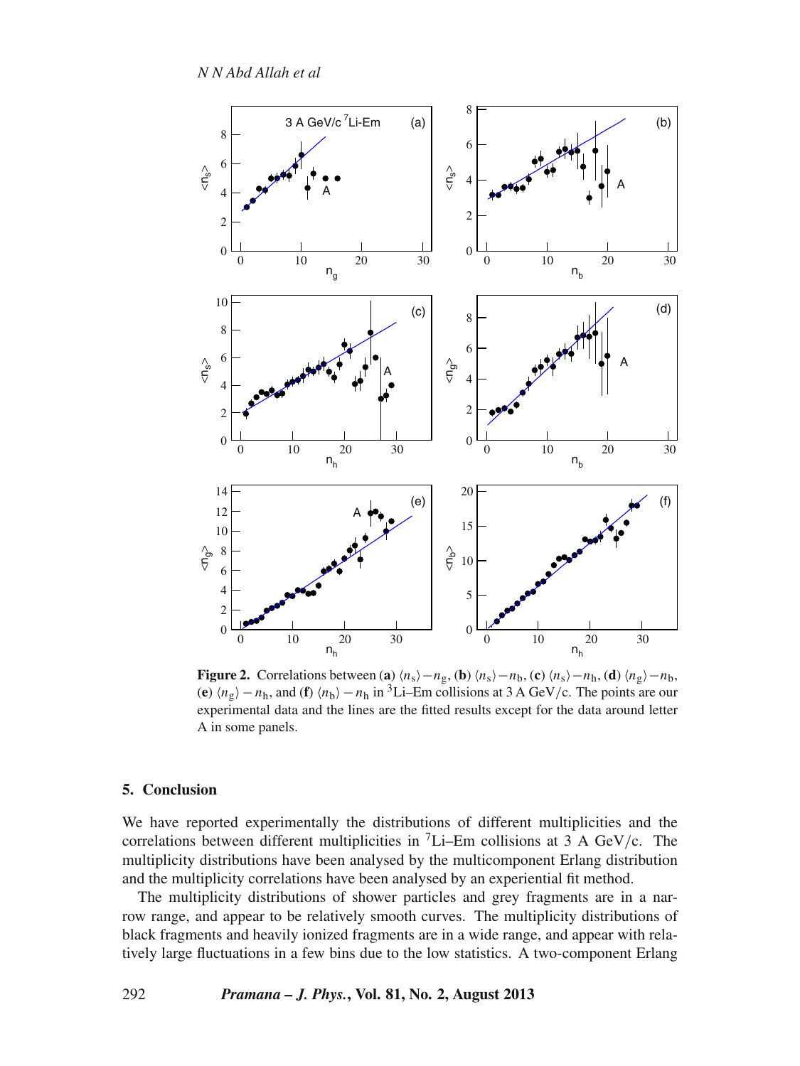**Figure 2.** Correlations between (**a**) $\langle n_s \rangle - n_g$, (**b**) $\langle n_s \rangle - n_b$, (**c**) $\langle n_s \rangle - n_h$, (**d**) $\langle n_g \rangle - n_b$, (**e**) $\langle n_g \rangle - n_h$, and (**f**) $\langle n_b \rangle - n_h$ in $^3$Li–Em collisions at 3 A GeV/c. The points are our experimental data and the lines are the fitted results except for the data around letter A in some panels.

## 5. Conclusion

We have reported experimentally the distributions of different multiplicities and the correlations between different multiplicities in $^7$Li–Em collisions at 3 A GeV/c. The multiplicity distributions have been analysed by the multicomponent Erlang distribution and the multiplicity correlations have been analysed by an experiential fit method.

The multiplicity distributions of shower particles and grey fragments are in a narrow range, and appear to be relatively smooth curves. The multiplicity distributions of black fragments and heavily ionized fragments are in a wide range, and appear with relatively large fluctuations in a few bins due to the low statistics. A two-component Erlang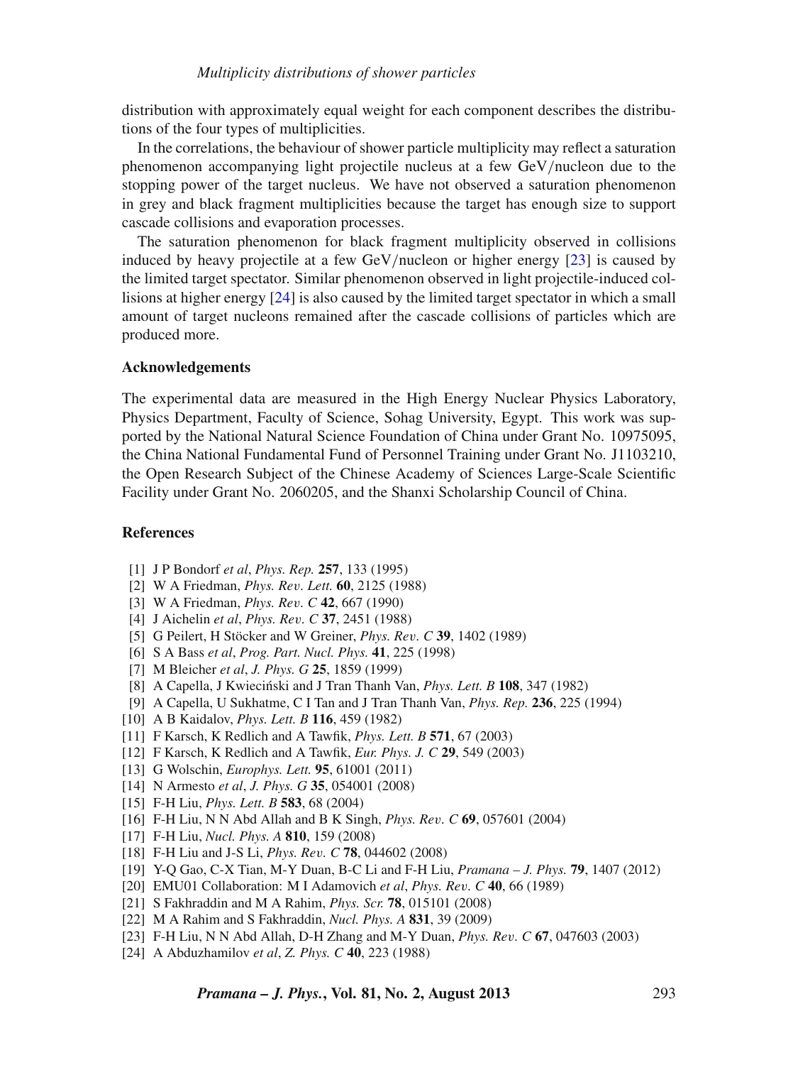distribution with approximately equal weight for each component describes the distributions of the four types of multiplicities.

In the correlations, the behaviour of shower particle multiplicity may reflect a saturation phenomenon accompanying light projectile nucleus at a few GeV/nucleon due to the stopping power of the target nucleus. We have not observed a saturation phenomenon in grey and black fragment multiplicities because the target has enough size to support cascade collisions and evaporation processes.

The saturation phenomenon for black fragment multiplicity observed in collisions induced by heavy projectile at a few GeV/nucleon or higher energy [23] is caused by the limited target spectator. Similar phenomenon observed in light projectile-induced collisions at higher energy [24] is also caused by the limited target spectator in which a small amount of target nucleons remained after the cascade collisions of particles which are produced more.

### Acknowledgements

The experimental data are measured in the High Energy Nuclear Physics Laboratory, Physics Department, Faculty of Science, Sohag University, Egypt. This work was supported by the National Natural Science Foundation of China under Grant No. 10975095, the China National Fundamental Fund of Personnel Training under Grant No. J1103210, the Open Research Subject of the Chinese Academy of Sciences Large-Scale Scientific Facility under Grant No. 2060205, and the Shanxi Scholarship Council of China.

### References

[1] J P Bondorf *et al*, *Phys. Rep.* **257**, 133 (1995)
[2] W A Friedman, *Phys. Rev. Lett.* **60**, 2125 (1988)
[3] W A Friedman, *Phys. Rev. C* **42**, 667 (1990)
[4] J Aichelin *et al*, *Phys. Rev. C* **37**, 2451 (1988)
[5] G Peilert, H Stöcker and W Greiner, *Phys. Rev. C* **39**, 1402 (1989)
[6] S A Bass *et al*, *Prog. Part. Nucl. Phys.* **41**, 225 (1998)
[7] M Bleicher *et al*, *J. Phys. G* **25**, 1859 (1999)
[8] A Capella, J Kwieciński and J Tran Thanh Van, *Phys. Lett. B* **108**, 347 (1982)
[9] A Capella, U Sukhatme, C I Tan and J Tran Thanh Van, *Phys. Rep.* **236**, 225 (1994)
[10] A B Kaidalov, *Phys. Lett. B* **116**, 459 (1982)
[11] F Karsch, K Redlich and A Tawfik, *Phys. Lett. B* **571**, 67 (2003)
[12] F Karsch, K Redlich and A Tawfik, *Eur. Phys. J. C* **29**, 549 (2003)
[13] G Wolschin, *Europhys. Lett.* **95**, 61001 (2011)
[14] N Armesto *et al*, *J. Phys. G* **35**, 054001 (2008)
[15] F-H Liu, *Phys. Lett. B* **583**, 68 (2004)
[16] F-H Liu, N N Abd Allah and B K Singh, *Phys. Rev. C* **69**, 057601 (2004)
[17] F-H Liu, *Nucl. Phys. A* **810**, 159 (2008)
[18] F-H Liu and J-S Li, *Phys. Rev. C* **78**, 044602 (2008)
[19] Y-Q Gao, C-X Tian, M-Y Duan, B-C Li and F-H Liu, *Pramana – J. Phys.* **79**, 1407 (2012)
[20] EMU01 Collaboration: M I Adamovich *et al*, *Phys. Rev. C* **40**, 66 (1989)
[21] S Fakhraddin and M A Rahim, *Phys. Scr.* **78**, 015101 (2008)
[22] M A Rahim and S Fakhraddin, *Nucl. Phys. A* **831**, 39 (2009)
[23] F-H Liu, N N Abd Allah, D-H Zhang and M-Y Duan, *Phys. Rev. C* **67**, 047603 (2003)
[24] A Abduzhamilov *et al*, *Z. Phys. C* **40**, 223 (1988)